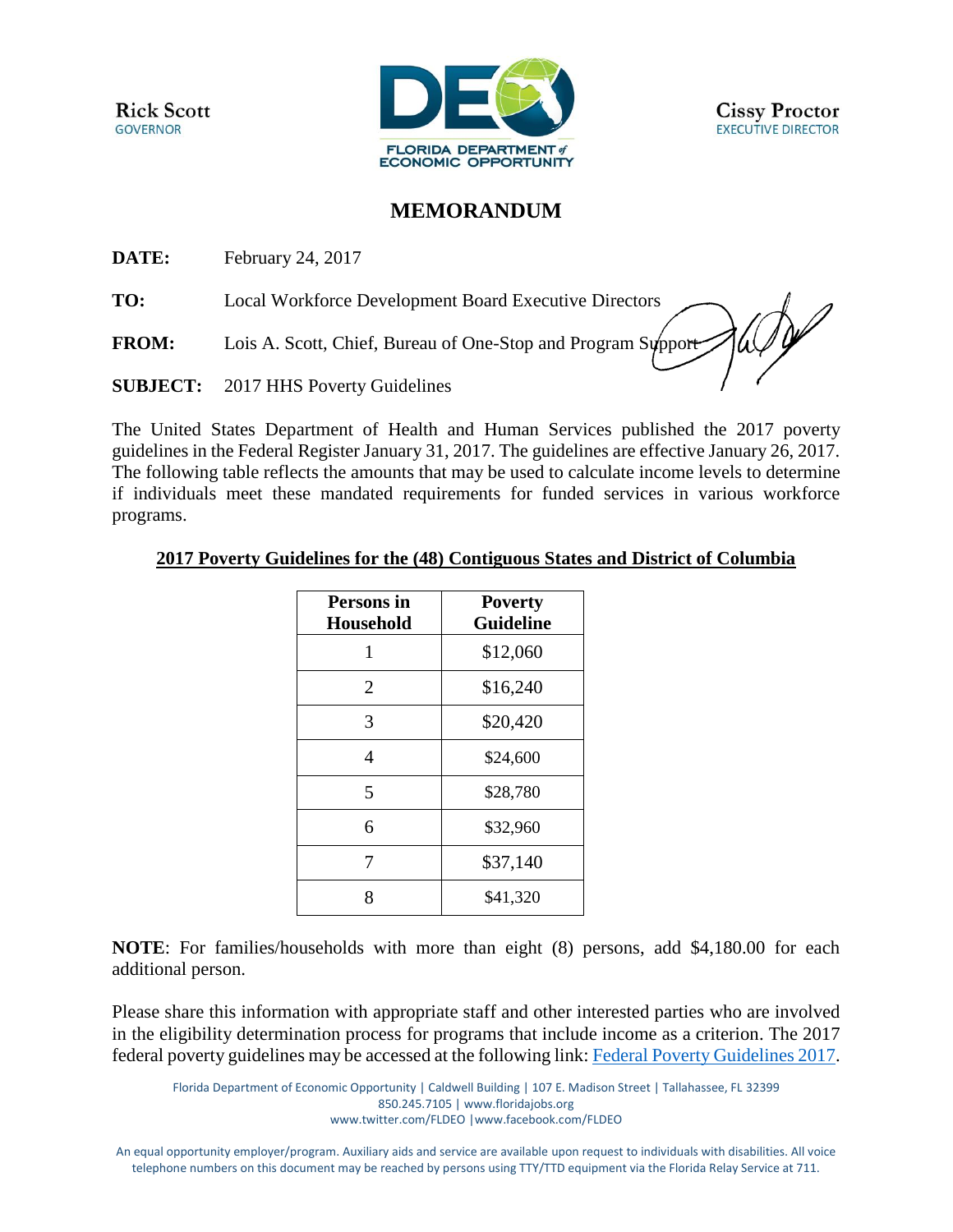Rick Scott
GOVERNOR

FLORIDA DEPARTMENT of ECONOMIC OPPORTUNITY

Cissy Proctor
EXECUTIVE DIRECTOR

# MEMORANDUM

**DATE:** February 24, 2017

**TO:** Local Workforce Development Board Executive Directors

**FROM:** Lois A. Scott, Chief, Bureau of One-Stop and Program Support

**SUBJECT:** 2017 HHS Poverty Guidelines

The United States Department of Health and Human Services published the 2017 poverty guidelines in the Federal Register January 31, 2017. The guidelines are effective January 26, 2017. The following table reflects the amounts that may be used to calculate income levels to determine if individuals meet these mandated requirements for funded services in various workforce programs.

**2017 Poverty Guidelines for the (48) Contiguous States and District of Columbia**

| Persons in Household | Poverty Guideline |
|---|---|
| 1 | $12,060 |
| 2 | $16,240 |
| 3 | $20,420 |
| 4 | $24,600 |
| 5 | $28,780 |
| 6 | $32,960 |
| 7 | $37,140 |
| 8 | $41,320 |

**NOTE**: For families/households with more than eight (8) persons, add $4,180.00 for each additional person.

Please share this information with appropriate staff and other interested parties who are involved in the eligibility determination process for programs that include income as a criterion. The 2017 federal poverty guidelines may be accessed at the following link: Federal Poverty Guidelines 2017.

Florida Department of Economic Opportunity | Caldwell Building | 107 E. Madison Street | Tallahassee, FL 32399
850.245.7105 | www.floridajobs.org
www.twitter.com/FLDEO | www.facebook.com/FLDEO

An equal opportunity employer/program. Auxiliary aids and service are available upon request to individuals with disabilities. All voice telephone numbers on this document may be reached by persons using TTY/TTD equipment via the Florida Relay Service at 711.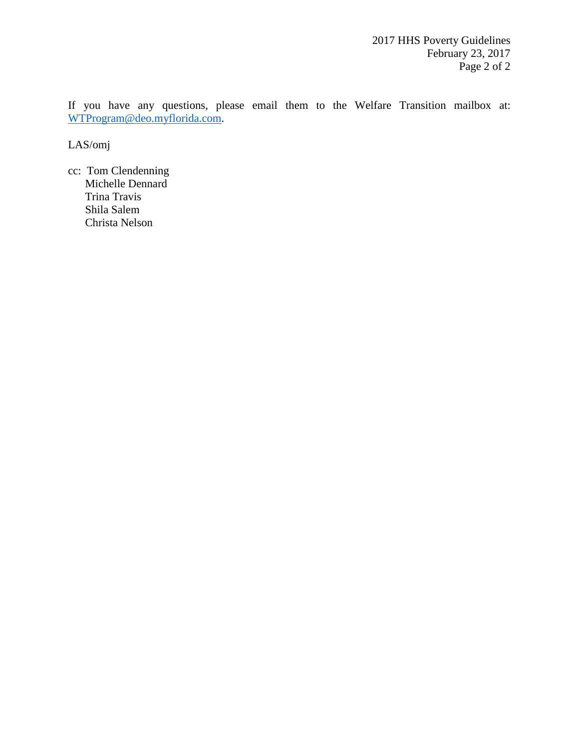If you have any questions, please email them to the Welfare Transition mailbox at: WTProgram@deo.myflorida.com.

LAS/omj

cc: Tom Clendenning
Michelle Dennard
Trina Travis
Shila Salem
Christa Nelson